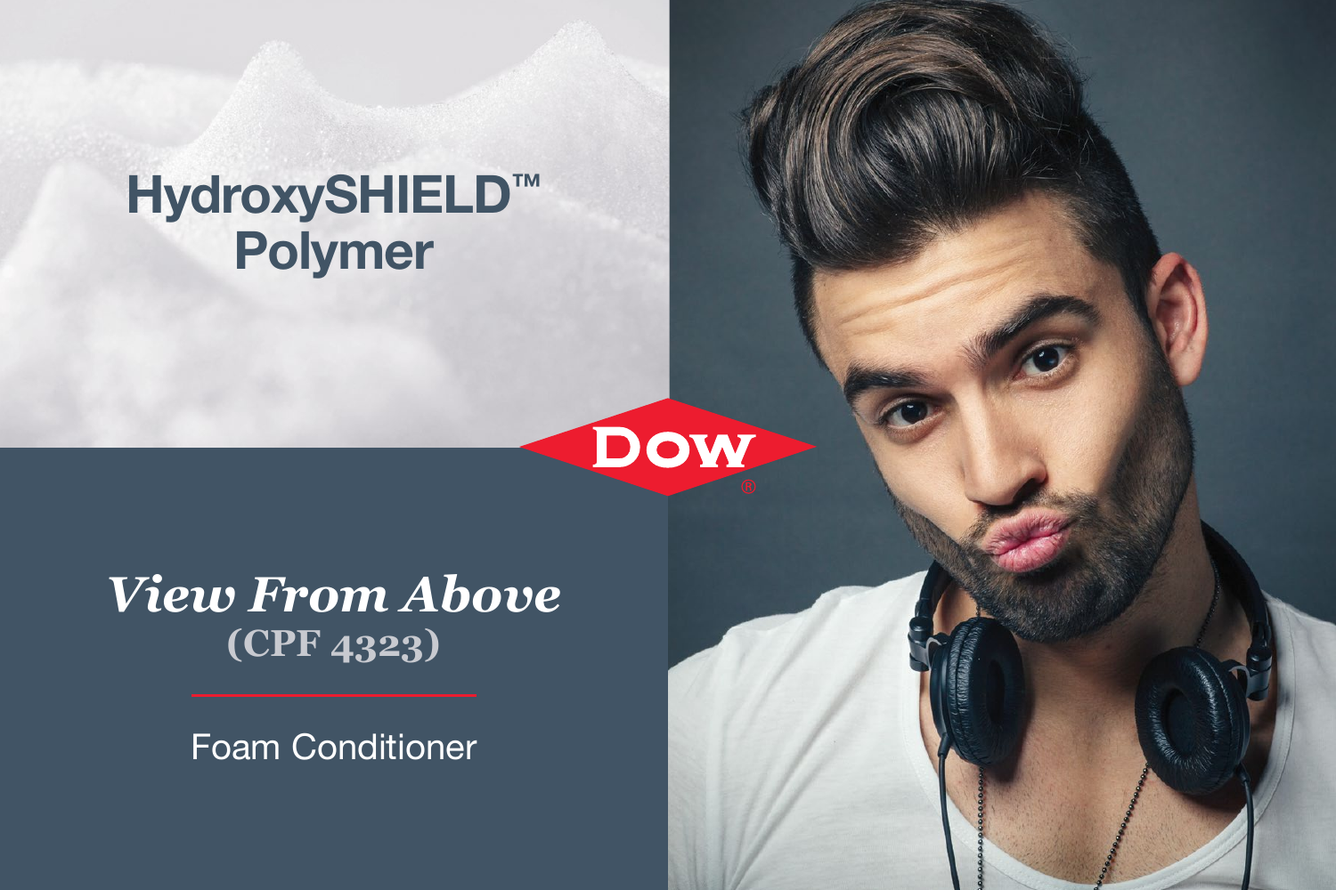# HydroxySHIELD™ Polymer

DOW®

## *View From Above*
### (CPF 4323)

Foam Conditioner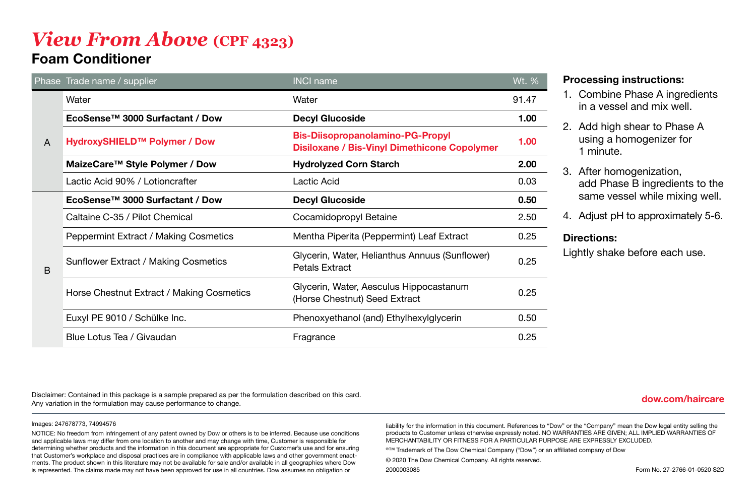# *View From Above* (CPF 4323)

## Foam Conditioner

| Phase | Trade name / supplier | INCI name | Wt. % |
| --- | --- | --- | --- |
| A | Water | Water | 91.47 |
| | **EcoSense™ 3000 Surfactant / Dow** | **Decyl Glucoside** | **1.00** |
| | **HydroxySHIELD™ Polymer / Dow** | **Bis-Diisopropanolamino-PG-Propyl Disiloxane / Bis-Vinyl Dimethicone Copolymer** | **1.00** |
| | **MaizeCare™ Style Polymer / Dow** | **Hydrolyzed Corn Starch** | **2.00** |
| | Lactic Acid 90% / Lotioncrafter | Lactic Acid | 0.03 |
| B | **EcoSense™ 3000 Surfactant / Dow** | **Decyl Glucoside** | **0.50** |
| | Caltaine C-35 / Pilot Chemical | Cocamidopropyl Betaine | 2.50 |
| | Peppermint Extract / Making Cosmetics | Mentha Piperita (Peppermint) Leaf Extract | 0.25 |
| | Sunflower Extract / Making Cosmetics | Glycerin, Water, Helianthus Annuus (Sunflower) Petals Extract | 0.25 |
| | Horse Chestnut Extract / Making Cosmetics | Glycerin, Water, Aesculus Hippocastanum (Horse Chestnut) Seed Extract | 0.25 |
| | Euxyl PE 9010 / Schülke Inc. | Phenoxyethanol (and) Ethylhexylglycerin | 0.50 |
| | Blue Lotus Tea / Givaudan | Fragrance | 0.25 |

**Processing instructions:**

1. Combine Phase A ingredients in a vessel and mix well.
2. Add high shear to Phase A using a homogenizer for 1 minute.
3. After homogenization, add Phase B ingredients to the same vessel while mixing well.
4. Adjust pH to approximately 5-6.

**Directions:**

Lightly shake before each use.

Disclaimer: Contained in this package is a sample prepared as per the formulation described on this card. Any variation in the formulation may cause performance to change.

**dow.com/haircare**

Images: 247678773, 74994576

NOTICE: No freedom from infringement of any patent owned by Dow or others is to be inferred. Because use conditions and applicable laws may differ from one location to another and may change with time, Customer is responsible for determining whether products and the information in this document are appropriate for Customer's use and for ensuring that Customer's workplace and disposal practices are in compliance with applicable laws and other government enactments. The product shown in this literature may not be available for sale and/or available in all geographies where Dow is represented. The claims made may not have been approved for use in all countries. Dow assumes no obligation or liability for the information in this document. References to "Dow" or the "Company" mean the Dow legal entity selling the products to Customer unless otherwise expressly noted. NO WARRANTIES ARE GIVEN; ALL IMPLIED WARRANTIES OF MERCHANTABILITY OR FITNESS FOR A PARTICULAR PURPOSE ARE EXPRESSLY EXCLUDED.

®™ Trademark of The Dow Chemical Company ("Dow") or an affiliated company of Dow

© 2020 The Dow Chemical Company. All rights reserved.

2000003085

Form No. 27-2766-01-0520 S2D